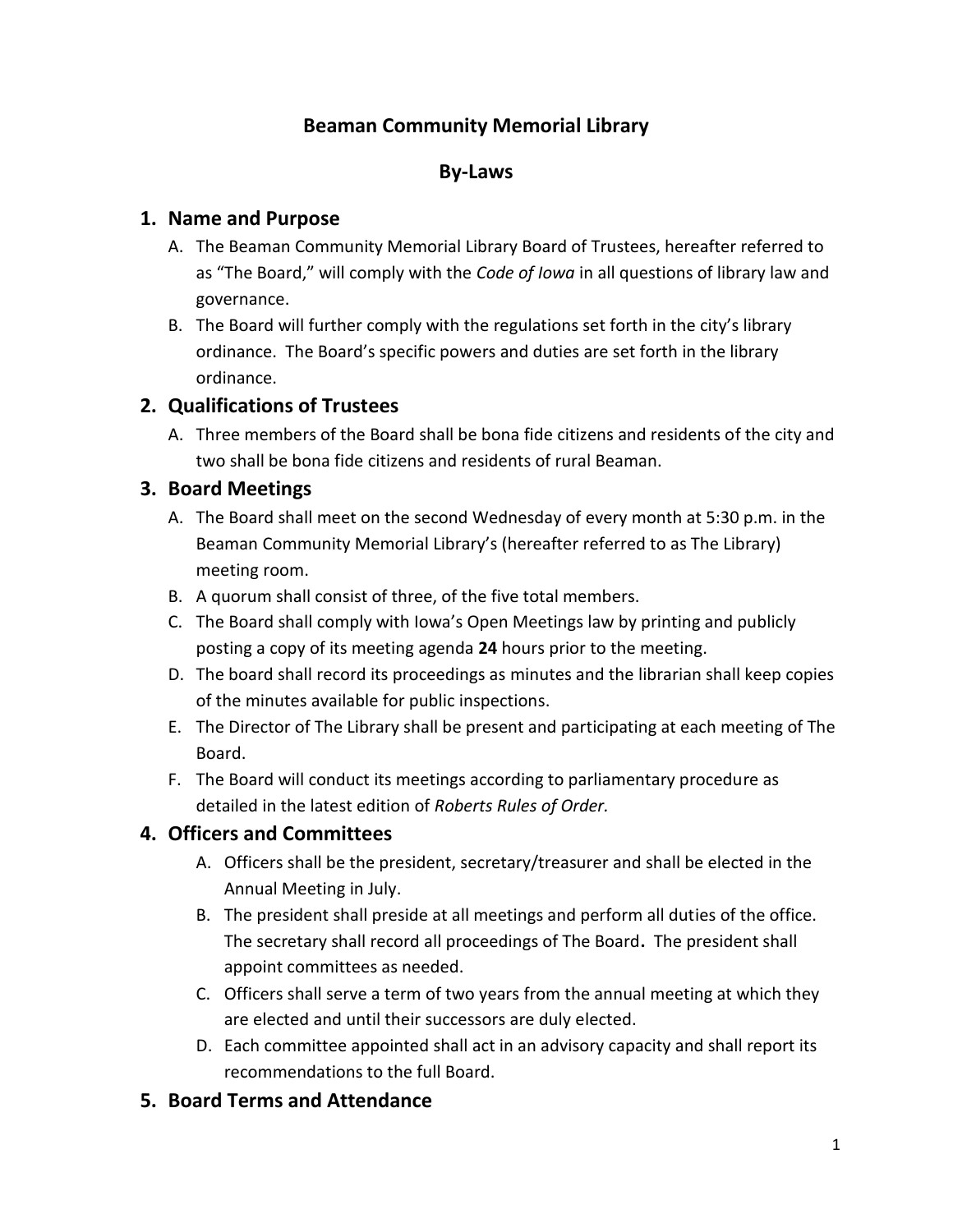# Beaman Community Memorial Library

## By-Laws

### 1. Name and Purpose

A. The Beaman Community Memorial Library Board of Trustees, hereafter referred to as "The Board," will comply with the *Code of Iowa* in all questions of library law and governance.

B. The Board will further comply with the regulations set forth in the city's library ordinance. The Board's specific powers and duties are set forth in the library ordinance.

### 2. Qualifications of Trustees

A. Three members of the Board shall be bona fide citizens and residents of the city and two shall be bona fide citizens and residents of rural Beaman.

### 3. Board Meetings

A. The Board shall meet on the second Wednesday of every month at 5:30 p.m. in the Beaman Community Memorial Library's (hereafter referred to as The Library) meeting room.

B. A quorum shall consist of three, of the five total members.

C. The Board shall comply with Iowa's Open Meetings law by printing and publicly posting a copy of its meeting agenda **24** hours prior to the meeting.

D. The board shall record its proceedings as minutes and the librarian shall keep copies of the minutes available for public inspections.

E. The Director of The Library shall be present and participating at each meeting of The Board.

F. The Board will conduct its meetings according to parliamentary procedure as detailed in the latest edition of *Roberts Rules of Order.*

### 4. Officers and Committees

A. Officers shall be the president, secretary/treasurer and shall be elected in the Annual Meeting in July.

B. The president shall preside at all meetings and perform all duties of the office. The secretary shall record all proceedings of The Board. The president shall appoint committees as needed.

C. Officers shall serve a term of two years from the annual meeting at which they are elected and until their successors are duly elected.

D. Each committee appointed shall act in an advisory capacity and shall report its recommendations to the full Board.

### 5. Board Terms and Attendance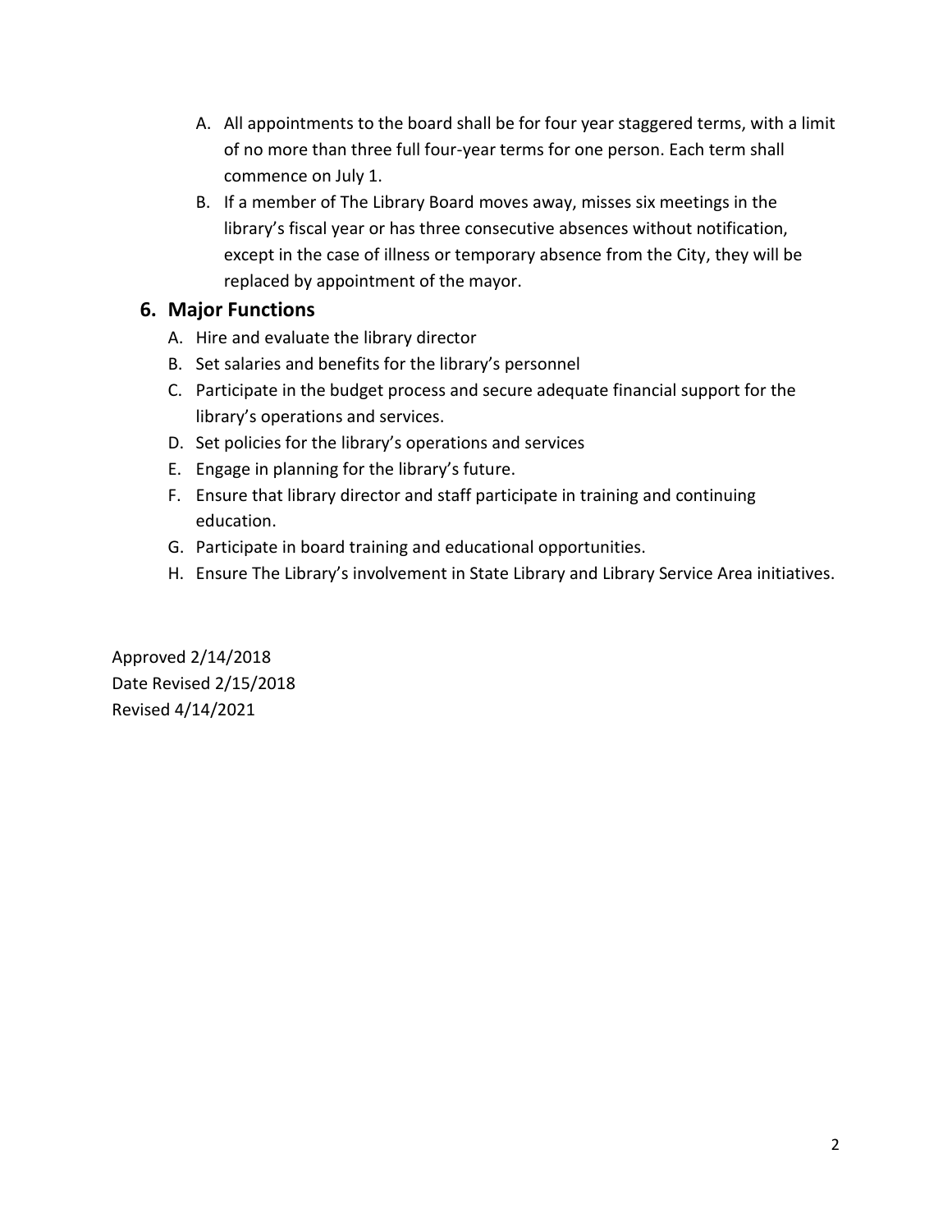A. All appointments to the board shall be for four year staggered terms, with a limit of no more than three full four-year terms for one person. Each term shall commence on July 1.
B. If a member of The Library Board moves away, misses six meetings in the library's fiscal year or has three consecutive absences without notification, except in the case of illness or temporary absence from the City, they will be replaced by appointment of the mayor.

## 6. Major Functions

A. Hire and evaluate the library director
B. Set salaries and benefits for the library's personnel
C. Participate in the budget process and secure adequate financial support for the library's operations and services.
D. Set policies for the library's operations and services
E. Engage in planning for the library's future.
F. Ensure that library director and staff participate in training and continuing education.
G. Participate in board training and educational opportunities.
H. Ensure The Library's involvement in State Library and Library Service Area initiatives.

Approved 2/14/2018
Date Revised 2/15/2018
Revised 4/14/2021